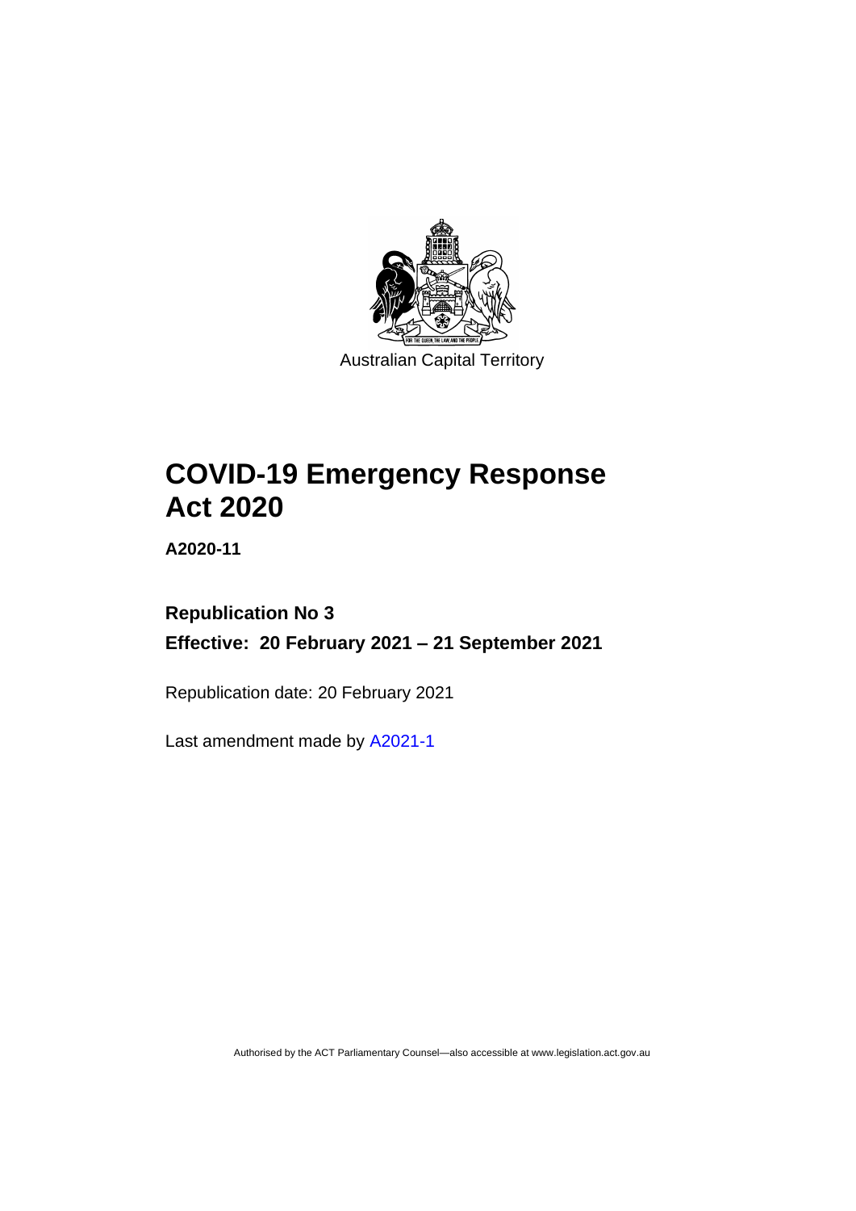Australian Capital Territory

# COVID-19 Emergency Response Act 2020

**A2020-11**

## Republication No 3

**Effective: 20 February 2021 – 21 September 2021**

Republication date: 20 February 2021

Last amendment made by A2021-1

Authorised by the ACT Parliamentary Counsel—also accessible at www.legislation.act.gov.au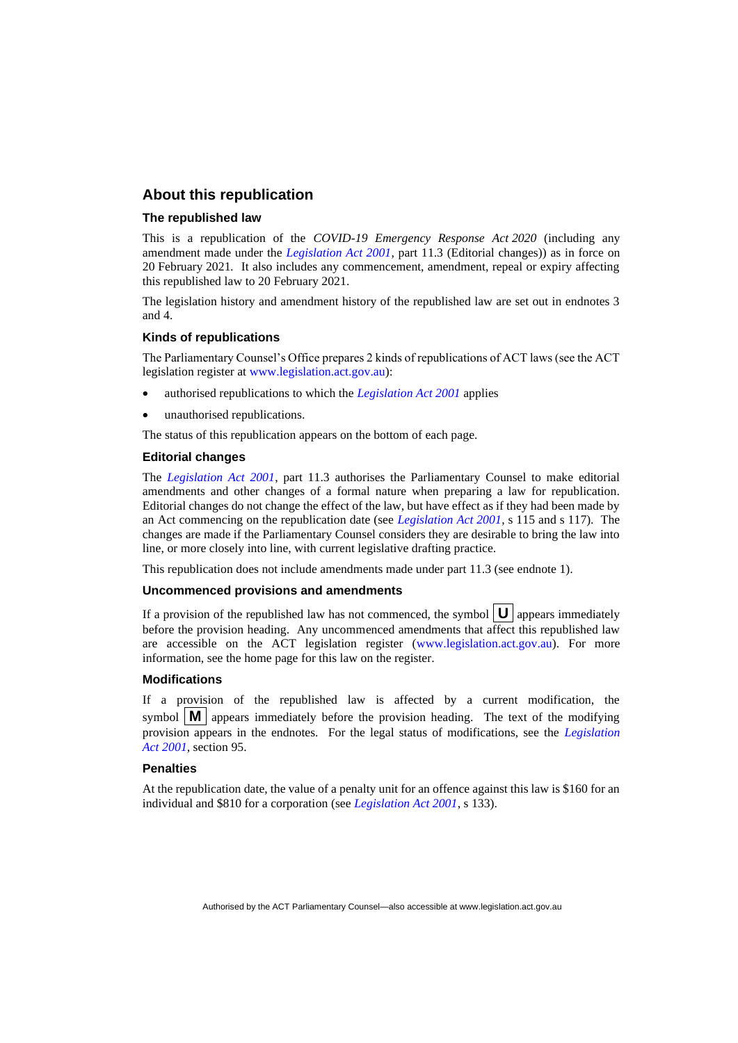## About this republication

### The republished law

This is a republication of the *COVID-19 Emergency Response Act 2020* (including any amendment made under the *Legislation Act 2001*, part 11.3 (Editorial changes)) as in force on 20 February 2021. It also includes any commencement, amendment, repeal or expiry affecting this republished law to 20 February 2021.

The legislation history and amendment history of the republished law are set out in endnotes 3 and 4.

### Kinds of republications

The Parliamentary Counsel's Office prepares 2 kinds of republications of ACT laws (see the ACT legislation register at www.legislation.act.gov.au):

- authorised republications to which the *Legislation Act 2001* applies
- unauthorised republications.

The status of this republication appears on the bottom of each page.

### Editorial changes

The *Legislation Act 2001*, part 11.3 authorises the Parliamentary Counsel to make editorial amendments and other changes of a formal nature when preparing a law for republication. Editorial changes do not change the effect of the law, but have effect as if they had been made by an Act commencing on the republication date (see *Legislation Act 2001*, s 115 and s 117). The changes are made if the Parliamentary Counsel considers they are desirable to bring the law into line, or more closely into line, with current legislative drafting practice.

This republication does not include amendments made under part 11.3 (see endnote 1).

### Uncommenced provisions and amendments

If a provision of the republished law has not commenced, the symbol **U** appears immediately before the provision heading. Any uncommenced amendments that affect this republished law are accessible on the ACT legislation register (www.legislation.act.gov.au). For more information, see the home page for this law on the register.

### Modifications

If a provision of the republished law is affected by a current modification, the symbol **M** appears immediately before the provision heading. The text of the modifying provision appears in the endnotes. For the legal status of modifications, see the *Legislation Act 2001*, section 95.

### Penalties

At the republication date, the value of a penalty unit for an offence against this law is $160 for an individual and $810 for a corporation (see *Legislation Act 2001*, s 133).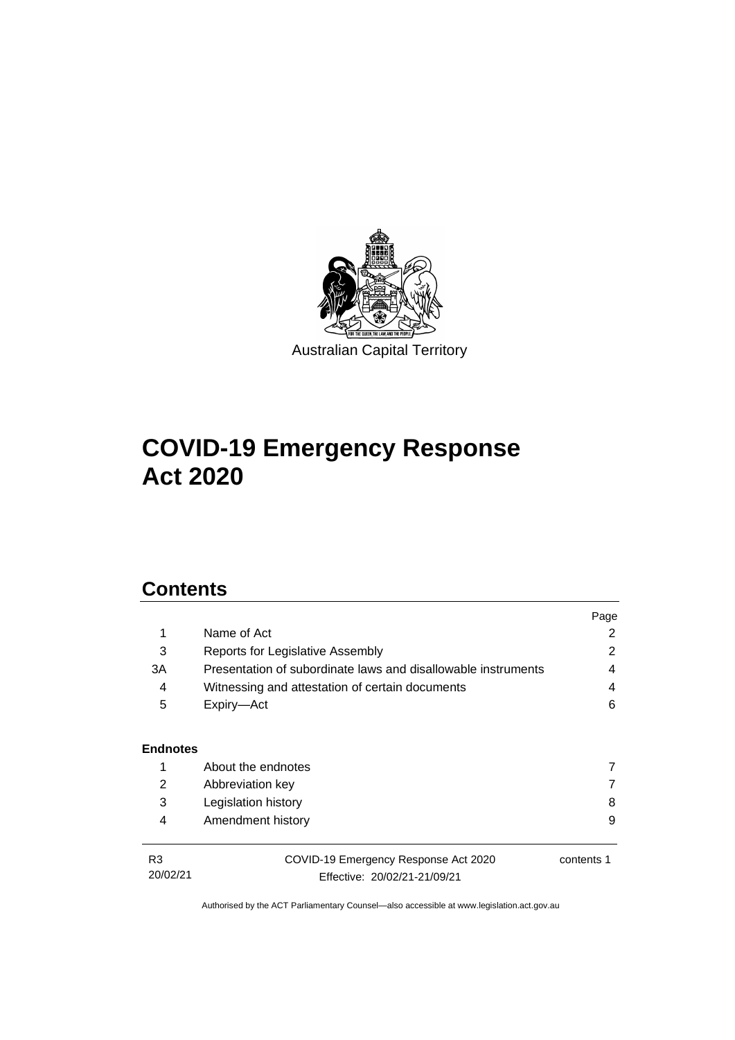Australian Capital Territory

# COVID-19 Emergency Response Act 2020

## Contents

| | | Page |
|---|---|---|
| 1 | Name of Act | 2 |
| 3 | Reports for Legislative Assembly | 2 |
| 3A | Presentation of subordinate laws and disallowable instruments | 4 |
| 4 | Witnessing and attestation of certain documents | 4 |
| 5 | Expiry—Act | 6 |

**Endnotes**

| | | |
|---|---|---|
| 1 | About the endnotes | 7 |
| 2 | Abbreviation key | 7 |
| 3 | Legislation history | 8 |
| 4 | Amendment history | 9 |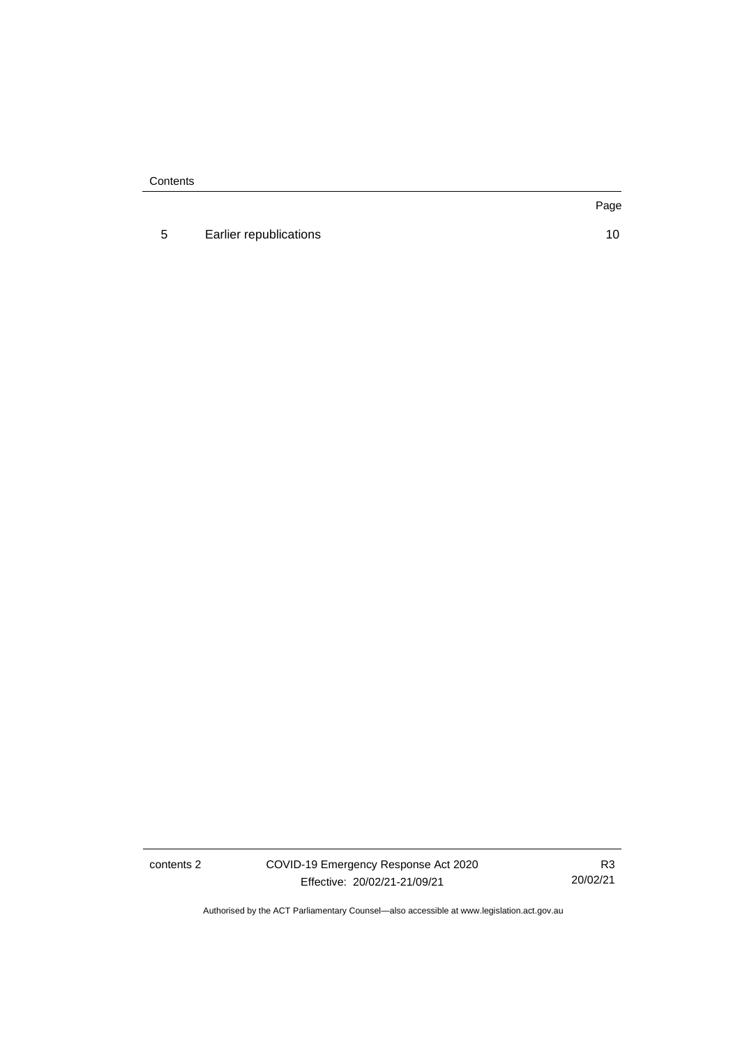| | | Page |
|---|---|---|
| 5 | Earlier republications | 10 |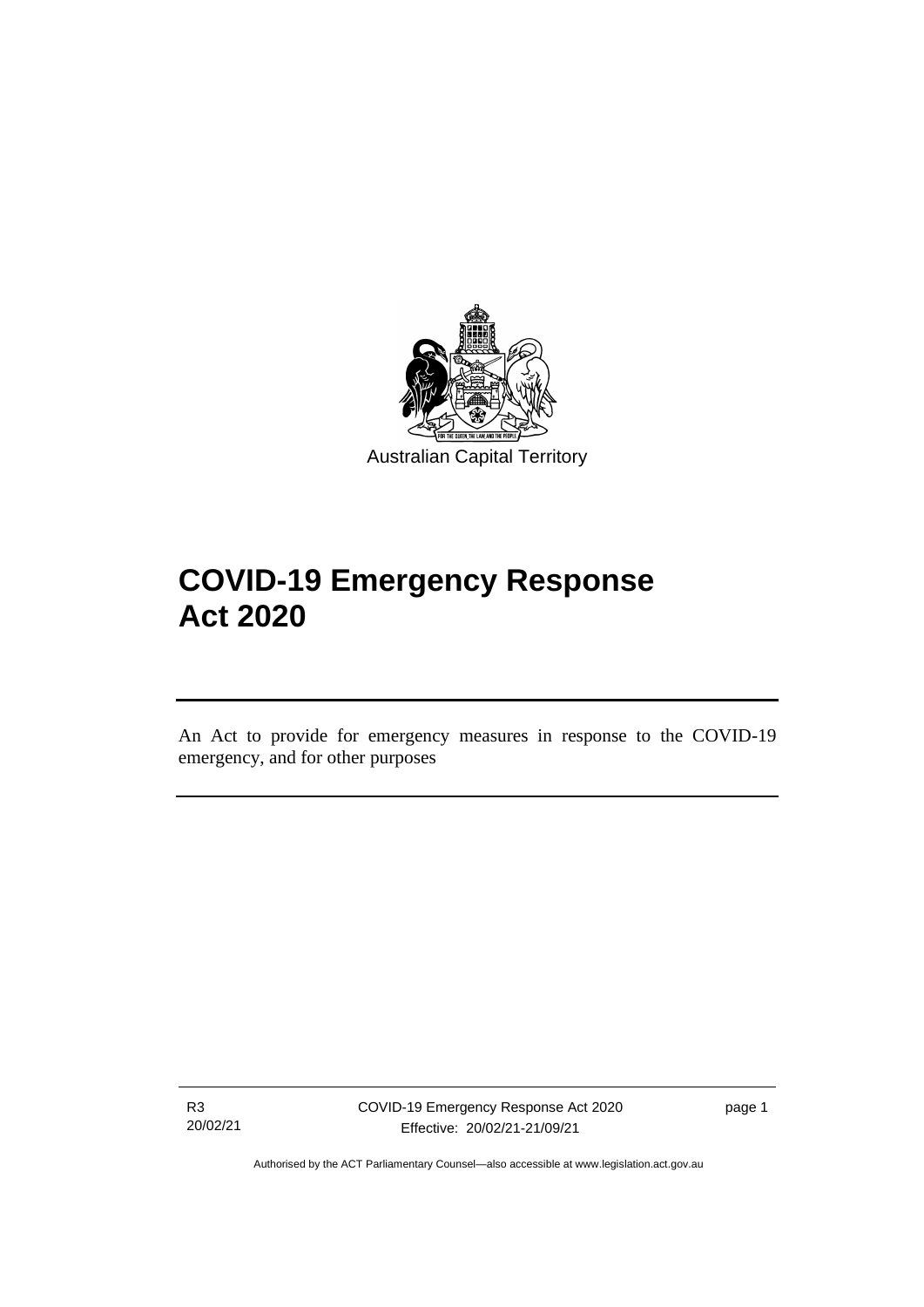Australian Capital Territory

# COVID-19 Emergency Response Act 2020

An Act to provide for emergency measures in response to the COVID-19 emergency, and for other purposes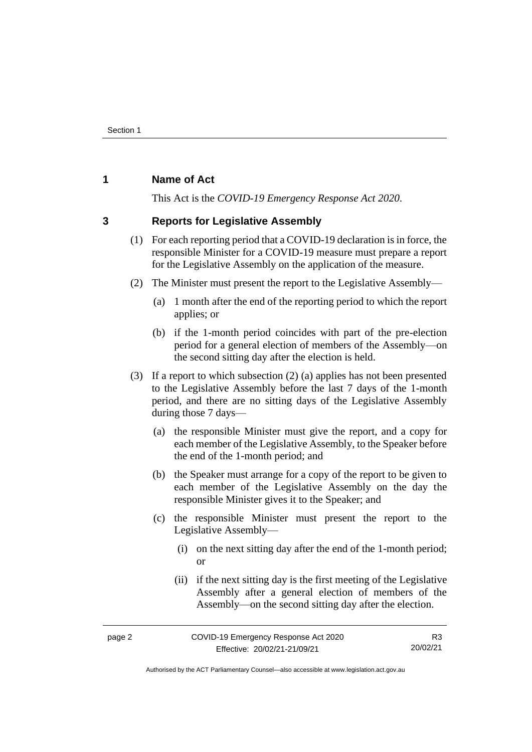## 1 Name of Act

This Act is the *COVID-19 Emergency Response Act 2020*.

## 3 Reports for Legislative Assembly

(1) For each reporting period that a COVID-19 declaration is in force, the responsible Minister for a COVID-19 measure must prepare a report for the Legislative Assembly on the application of the measure.

(2) The Minister must present the report to the Legislative Assembly—

(a) 1 month after the end of the reporting period to which the report applies; or

(b) if the 1-month period coincides with part of the pre-election period for a general election of members of the Assembly—on the second sitting day after the election is held.

(3) If a report to which subsection (2) (a) applies has not been presented to the Legislative Assembly before the last 7 days of the 1-month period, and there are no sitting days of the Legislative Assembly during those 7 days—

(a) the responsible Minister must give the report, and a copy for each member of the Legislative Assembly, to the Speaker before the end of the 1-month period; and

(b) the Speaker must arrange for a copy of the report to be given to each member of the Legislative Assembly on the day the responsible Minister gives it to the Speaker; and

(c) the responsible Minister must present the report to the Legislative Assembly—

(i) on the next sitting day after the end of the 1-month period; or

(ii) if the next sitting day is the first meeting of the Legislative Assembly after a general election of members of the Assembly—on the second sitting day after the election.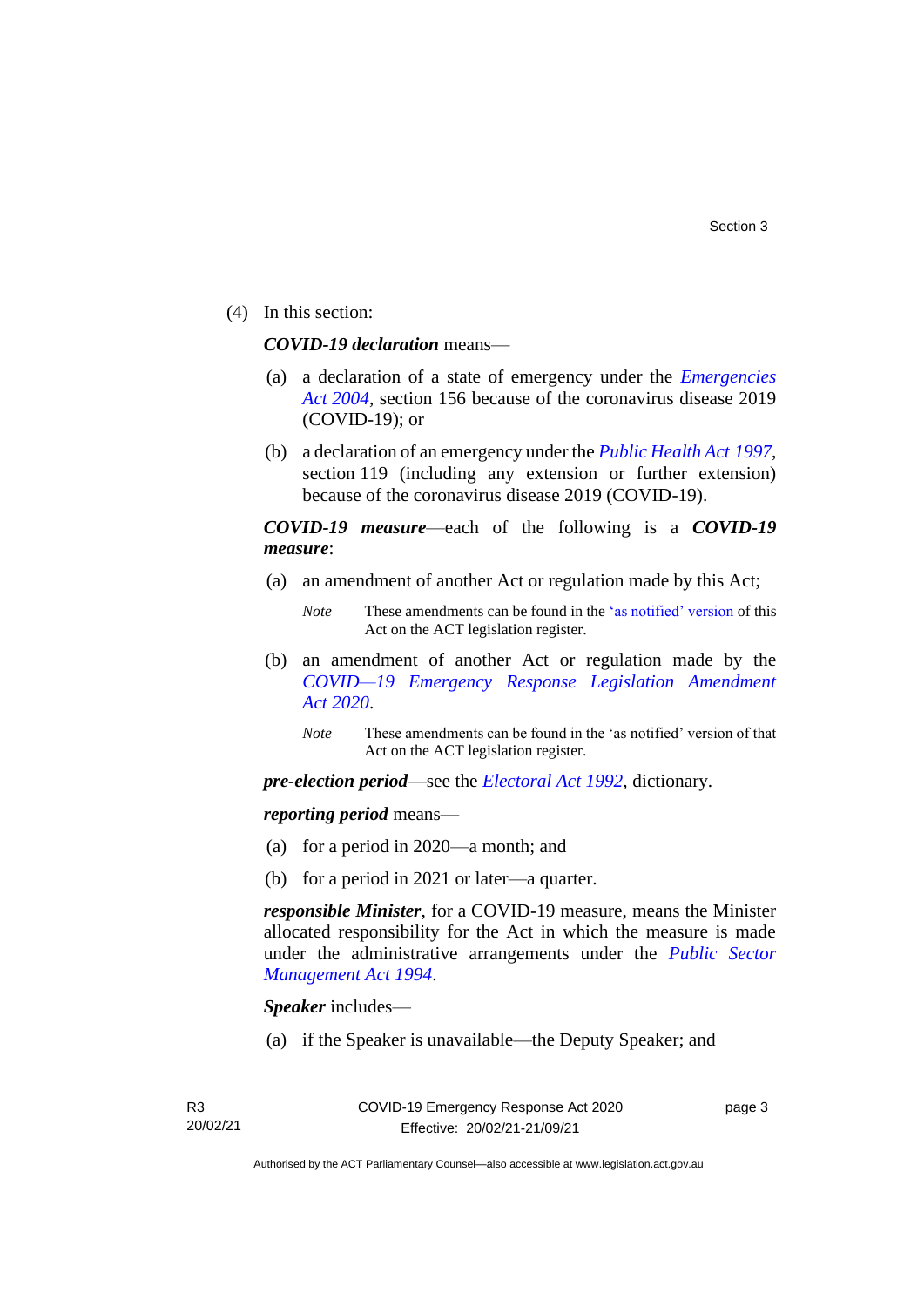(4) In this section:

***COVID-19 declaration*** means—

(a) a declaration of a state of emergency under the *Emergencies Act 2004*, section 156 because of the coronavirus disease 2019 (COVID-19); or

(b) a declaration of an emergency under the *Public Health Act 1997*, section 119 (including any extension or further extension) because of the coronavirus disease 2019 (COVID-19).

***COVID-19 measure***—each of the following is a ***COVID-19 measure***:

(a) an amendment of another Act or regulation made by this Act;

*Note* These amendments can be found in the 'as notified' version of this Act on the ACT legislation register.

(b) an amendment of another Act or regulation made by the *COVID—19 Emergency Response Legislation Amendment Act 2020*.

*Note* These amendments can be found in the 'as notified' version of that Act on the ACT legislation register.

***pre-election period***—see the *Electoral Act 1992*, dictionary.

***reporting period*** means—

(a) for a period in 2020—a month; and

(b) for a period in 2021 or later—a quarter.

***responsible Minister***, for a COVID-19 measure, means the Minister allocated responsibility for the Act in which the measure is made under the administrative arrangements under the *Public Sector Management Act 1994*.

***Speaker*** includes—

(a) if the Speaker is unavailable—the Deputy Speaker; and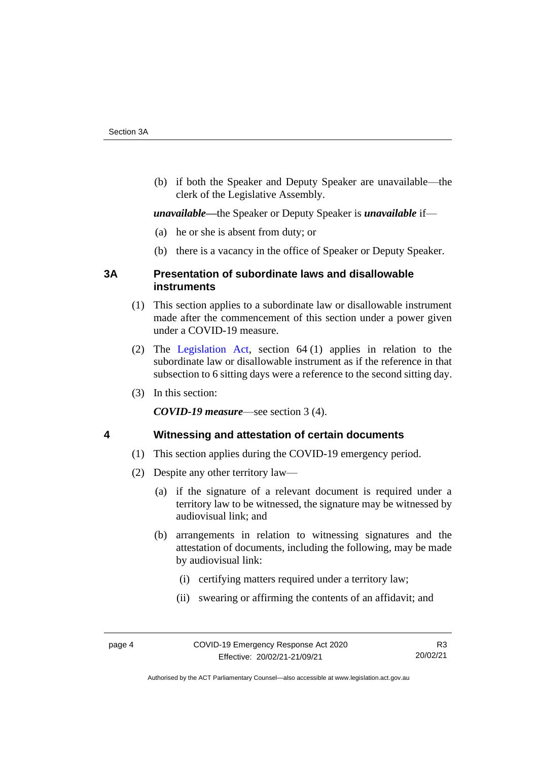(b) if both the Speaker and Deputy Speaker are unavailable—the clerk of the Legislative Assembly.

***unavailable***—the Speaker or Deputy Speaker is ***unavailable*** if—

(a) he or she is absent from duty; or

(b) there is a vacancy in the office of Speaker or Deputy Speaker.

### 3A Presentation of subordinate laws and disallowable instruments

(1) This section applies to a subordinate law or disallowable instrument made after the commencement of this section under a power given under a COVID-19 measure.

(2) The Legislation Act, section 64 (1) applies in relation to the subordinate law or disallowable instrument as if the reference in that subsection to 6 sitting days were a reference to the second sitting day.

(3) In this section:

***COVID-19 measure***—see section 3 (4).

### 4 Witnessing and attestation of certain documents

(1) This section applies during the COVID-19 emergency period.

(2) Despite any other territory law—

(a) if the signature of a relevant document is required under a territory law to be witnessed, the signature may be witnessed by audiovisual link; and

(b) arrangements in relation to witnessing signatures and the attestation of documents, including the following, may be made by audiovisual link:

(i) certifying matters required under a territory law;

(ii) swearing or affirming the contents of an affidavit; and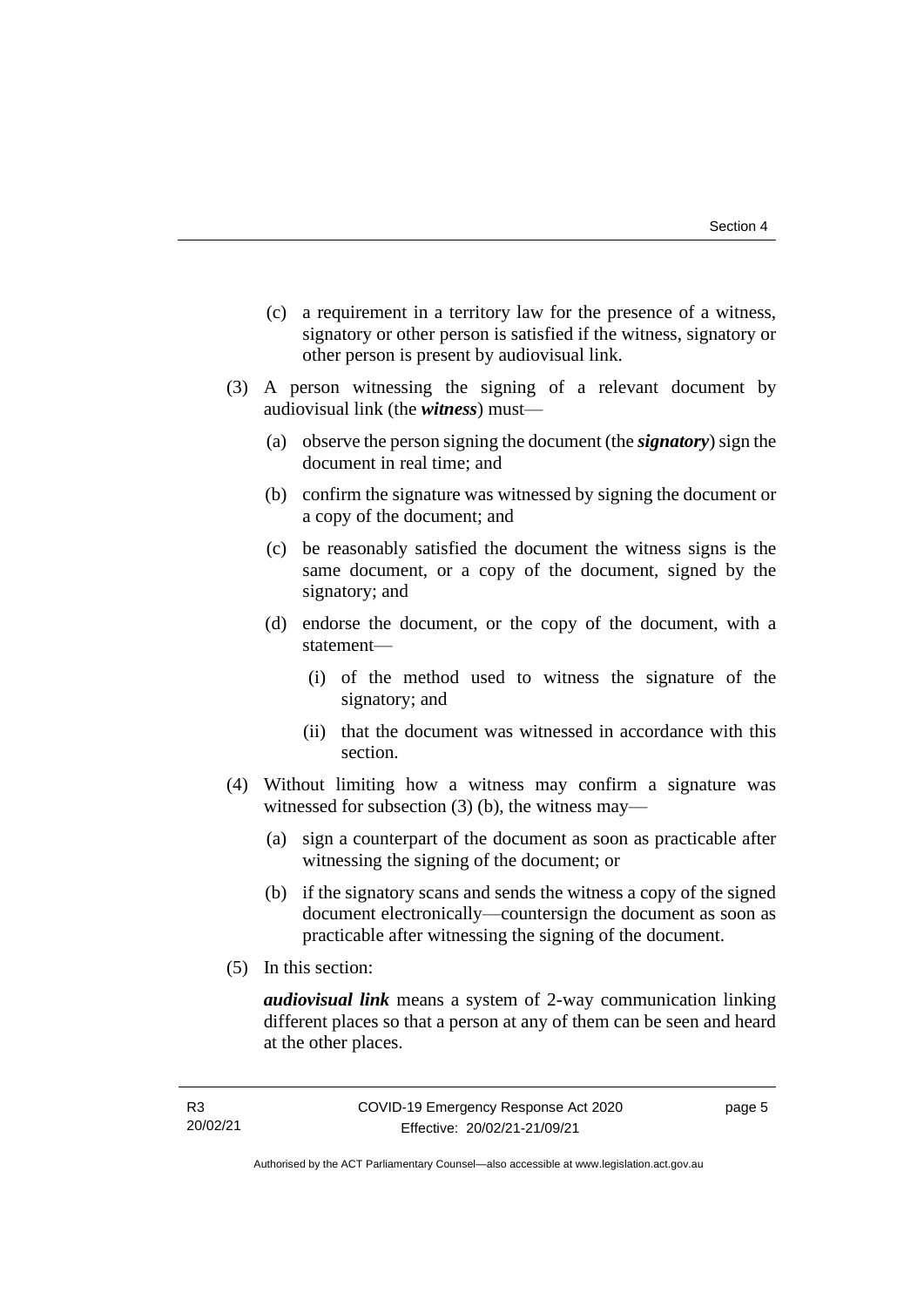(c) a requirement in a territory law for the presence of a witness, signatory or other person is satisfied if the witness, signatory or other person is present by audiovisual link.

(3) A person witnessing the signing of a relevant document by audiovisual link (the ***witness***) must—

(a) observe the person signing the document (the ***signatory***) sign the document in real time; and

(b) confirm the signature was witnessed by signing the document or a copy of the document; and

(c) be reasonably satisfied the document the witness signs is the same document, or a copy of the document, signed by the signatory; and

(d) endorse the document, or the copy of the document, with a statement—

(i) of the method used to witness the signature of the signatory; and

(ii) that the document was witnessed in accordance with this section.

(4) Without limiting how a witness may confirm a signature was witnessed for subsection (3) (b), the witness may—

(a) sign a counterpart of the document as soon as practicable after witnessing the signing of the document; or

(b) if the signatory scans and sends the witness a copy of the signed document electronically—countersign the document as soon as practicable after witnessing the signing of the document.

(5) In this section:

***audiovisual link*** means a system of 2-way communication linking different places so that a person at any of them can be seen and heard at the other places.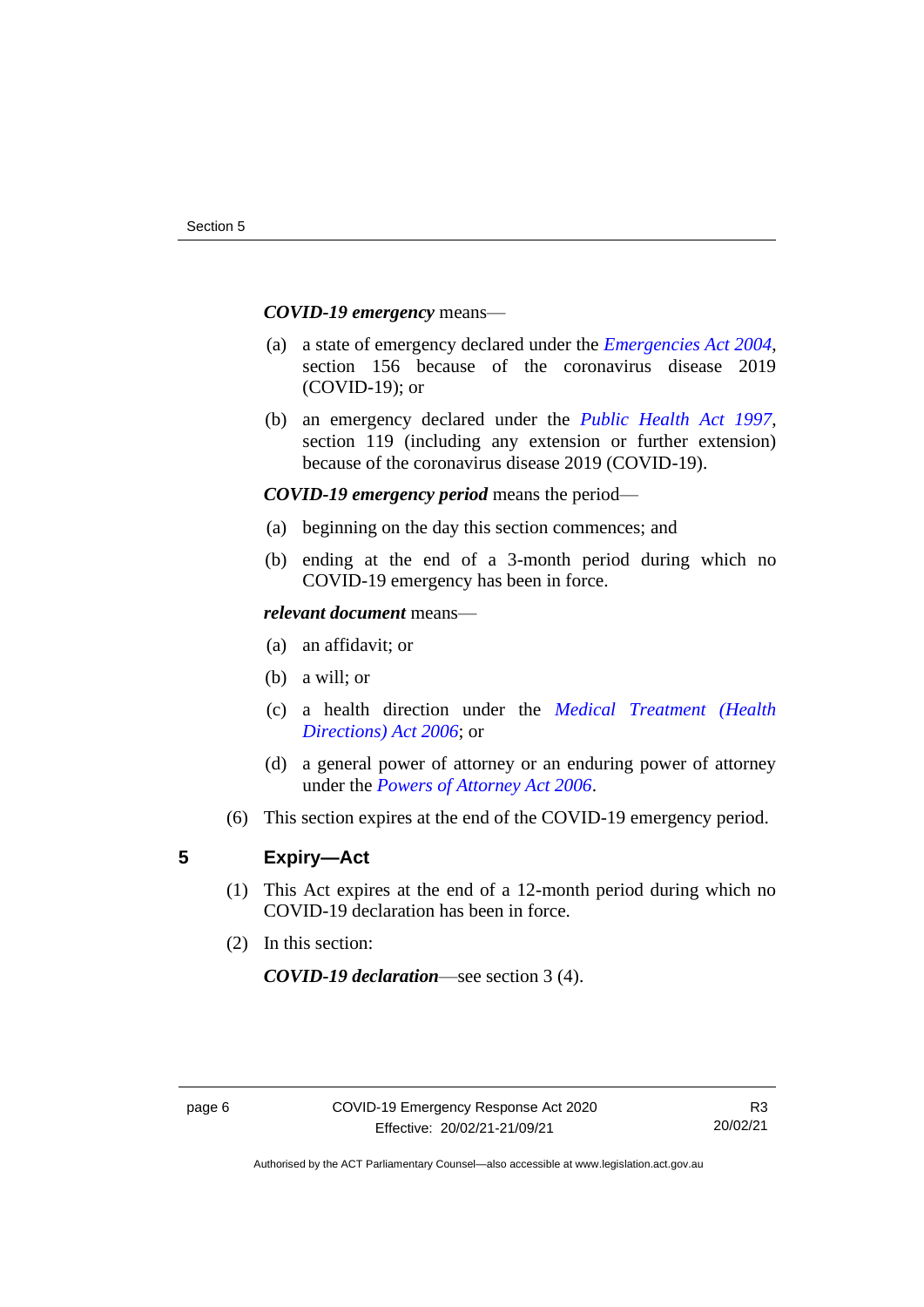***COVID-19 emergency*** means—

(a) a state of emergency declared under the *Emergencies Act 2004*, section 156 because of the coronavirus disease 2019 (COVID-19); or

(b) an emergency declared under the *Public Health Act 1997*, section 119 (including any extension or further extension) because of the coronavirus disease 2019 (COVID-19).

***COVID-19 emergency period*** means the period—

(a) beginning on the day this section commences; and

(b) ending at the end of a 3-month period during which no COVID-19 emergency has been in force.

***relevant document*** means—

(a) an affidavit; or

(b) a will; or

(c) a health direction under the *Medical Treatment (Health Directions) Act 2006*; or

(d) a general power of attorney or an enduring power of attorney under the *Powers of Attorney Act 2006*.

(6) This section expires at the end of the COVID-19 emergency period.

## 5 Expiry—Act

(1) This Act expires at the end of a 12-month period during which no COVID-19 declaration has been in force.

(2) In this section:

***COVID-19 declaration***—see section 3 (4).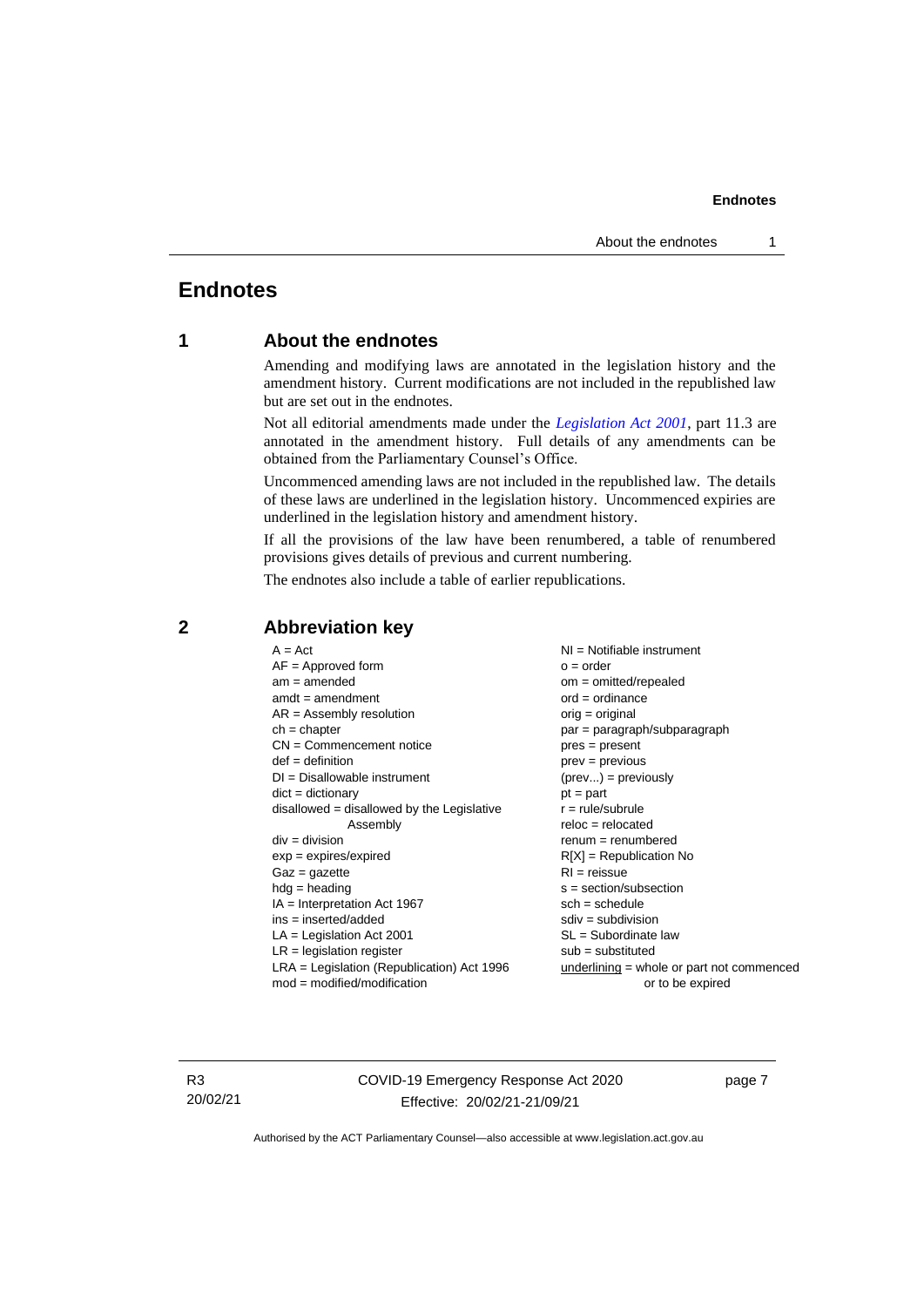# Endnotes

## 1 About the endnotes

Amending and modifying laws are annotated in the legislation history and the amendment history. Current modifications are not included in the republished law but are set out in the endnotes.

Not all editorial amendments made under the *Legislation Act 2001*, part 11.3 are annotated in the amendment history. Full details of any amendments can be obtained from the Parliamentary Counsel's Office.

Uncommenced amending laws are not included in the republished law. The details of these laws are underlined in the legislation history. Uncommenced expiries are underlined in the legislation history and amendment history.

If all the provisions of the law have been renumbered, a table of renumbered provisions gives details of previous and current numbering.

The endnotes also include a table of earlier republications.

## 2 Abbreviation key

A = Act
AF = Approved form
am = amended
amdt = amendment
AR = Assembly resolution
ch = chapter
CN = Commencement notice
def = definition
DI = Disallowable instrument
dict = dictionary
disallowed = disallowed by the Legislative Assembly
div = division
exp = expires/expired
Gaz = gazette
hdg = heading
IA = Interpretation Act 1967
ins = inserted/added
LA = Legislation Act 2001
LR = legislation register
LRA = Legislation (Republication) Act 1996
mod = modified/modification
NI = Notifiable instrument
o = order
om = omitted/repealed
ord = ordinance
orig = original
par = paragraph/subparagraph
pres = present
prev = previous
(prev...) = previously
pt = part
r = rule/subrule
reloc = relocated
renum = renumbered
R[X] = Republication No
RI = reissue
s = section/subsection
sch = schedule
sdiv = subdivision
SL = Subordinate law
sub = substituted
underlining = whole or part not commenced or to be expired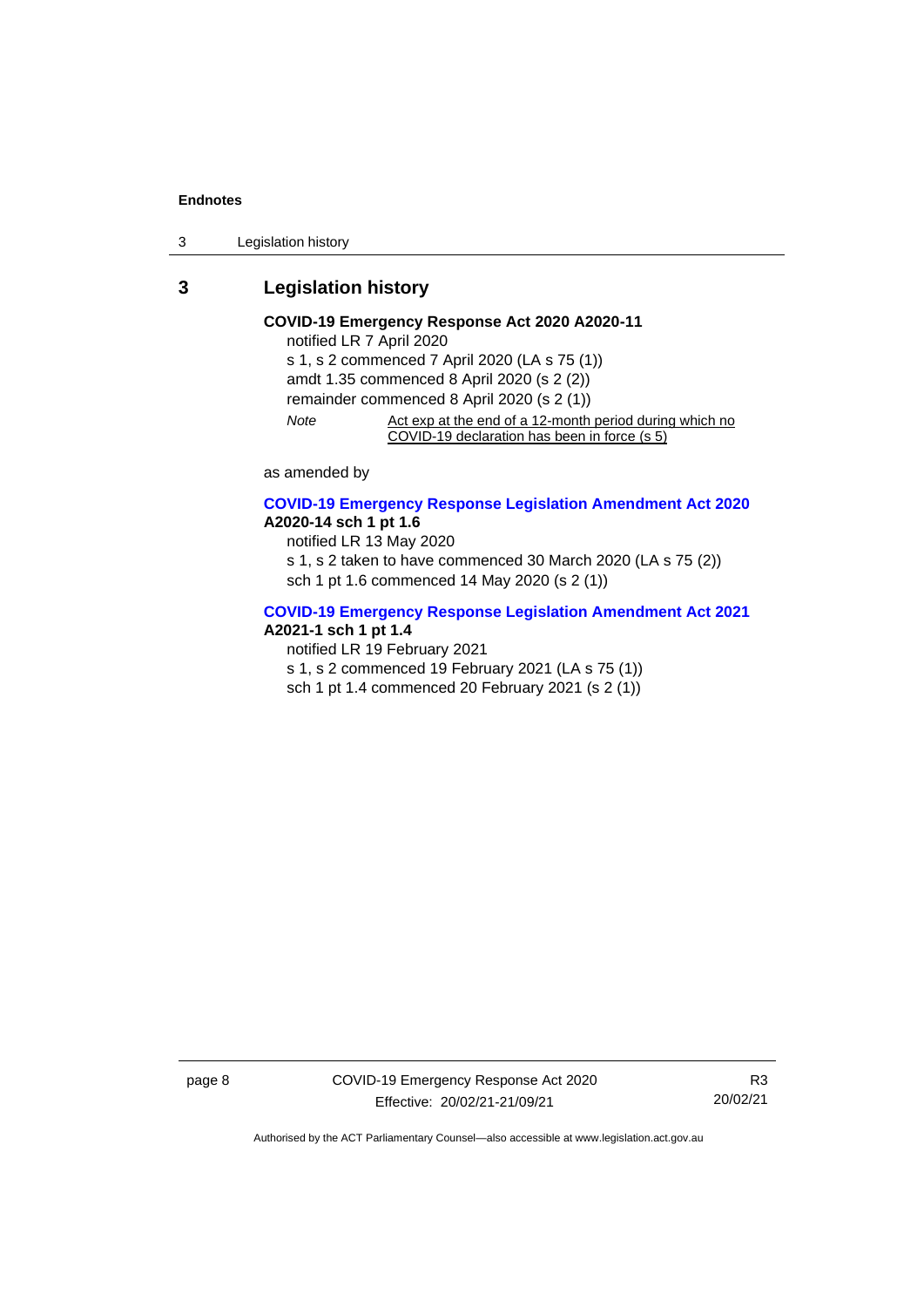## 3 Legislation history

**COVID-19 Emergency Response Act 2020 A2020-11**

notified LR 7 April 2020

s 1, s 2 commenced 7 April 2020 (LA s 75 (1))

amdt 1.35 commenced 8 April 2020 (s 2 (2))

remainder commenced 8 April 2020 (s 2 (1))

*Note* Act exp at the end of a 12-month period during which no COVID-19 declaration has been in force (s 5)

as amended by

**COVID-19 Emergency Response Legislation Amendment Act 2020 A2020-14 sch 1 pt 1.6**

notified LR 13 May 2020

s 1, s 2 taken to have commenced 30 March 2020 (LA s 75 (2))

sch 1 pt 1.6 commenced 14 May 2020 (s 2 (1))

**COVID-19 Emergency Response Legislation Amendment Act 2021 A2021-1 sch 1 pt 1.4**

notified LR 19 February 2021

s 1, s 2 commenced 19 February 2021 (LA s 75 (1))

sch 1 pt 1.4 commenced 20 February 2021 (s 2 (1))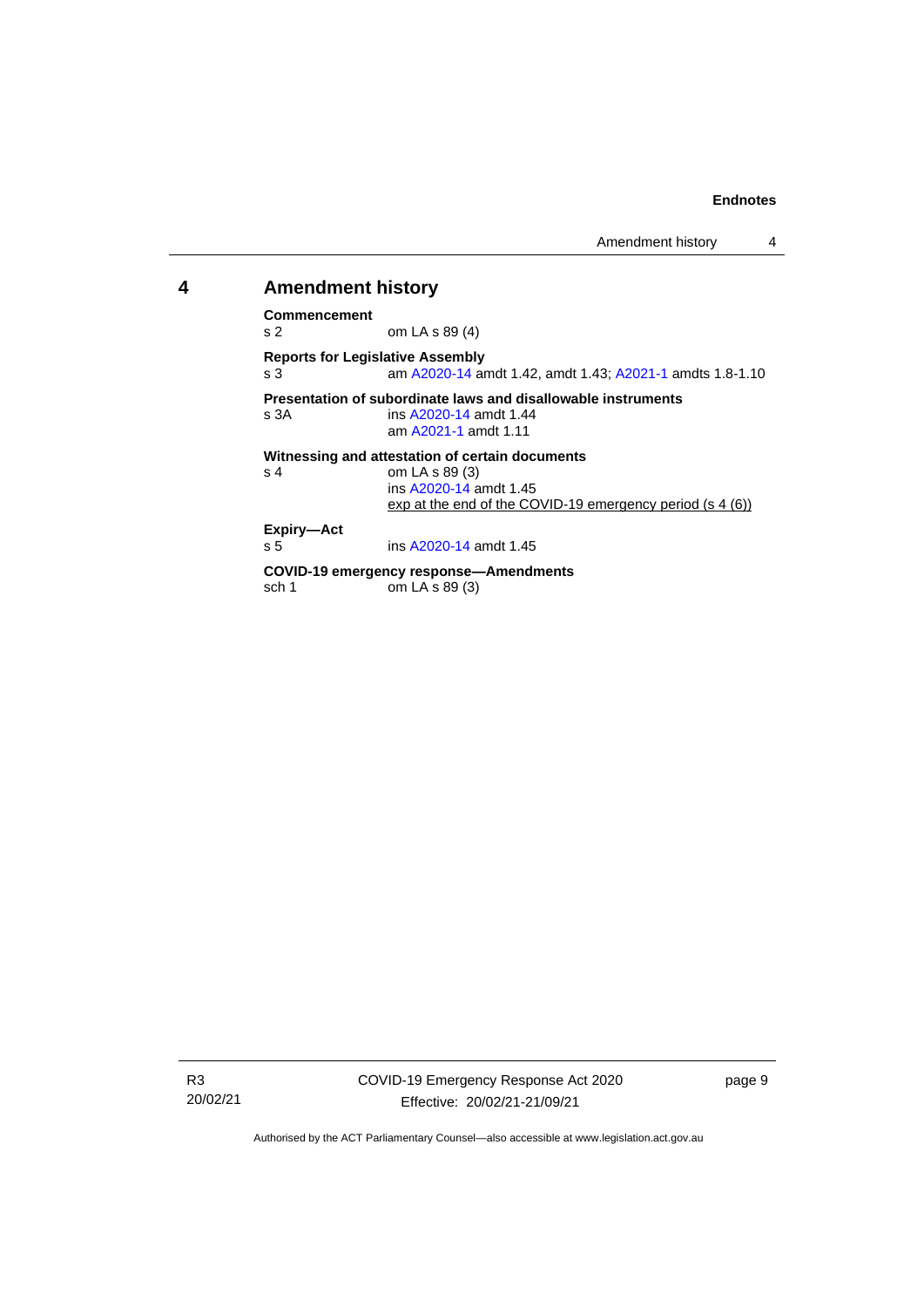## 4 Amendment history

**Commencement**
s 2 om LA s 89 (4)

**Reports for Legislative Assembly**
s 3 am A2020-14 amdt 1.42, amdt 1.43; A2021-1 amdts 1.8-1.10

**Presentation of subordinate laws and disallowable instruments**
s 3A ins A2020-14 amdt 1.44
am A2021-1 amdt 1.11

**Witnessing and attestation of certain documents**
s 4 om LA s 89 (3)
ins A2020-14 amdt 1.45
exp at the end of the COVID-19 emergency period (s 4 (6))

**Expiry—Act**
s 5 ins A2020-14 amdt 1.45

**COVID-19 emergency response—Amendments**
sch 1 om LA s 89 (3)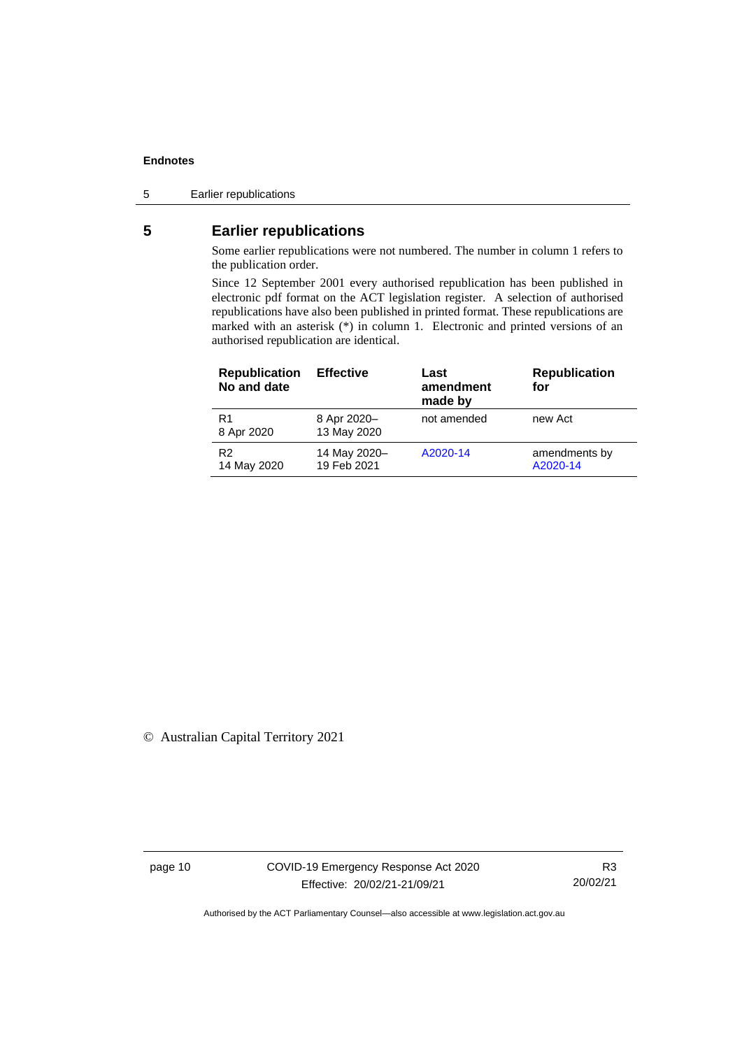## 5 Earlier republications

Some earlier republications were not numbered. The number in column 1 refers to the publication order.

Since 12 September 2001 every authorised republication has been published in electronic pdf format on the ACT legislation register. A selection of authorised republications have also been published in printed format. These republications are marked with an asterisk (*) in column 1. Electronic and printed versions of an authorised republication are identical.

| Republication No and date | Effective | Last amendment made by | Republication for |
|---|---|---|---|
| R1<br>8 Apr 2020 | 8 Apr 2020–<br>13 May 2020 | not amended | new Act |
| R2<br>14 May 2020 | 14 May 2020–<br>19 Feb 2021 | A2020-14 | amendments by<br>A2020-14 |

© Australian Capital Territory 2021